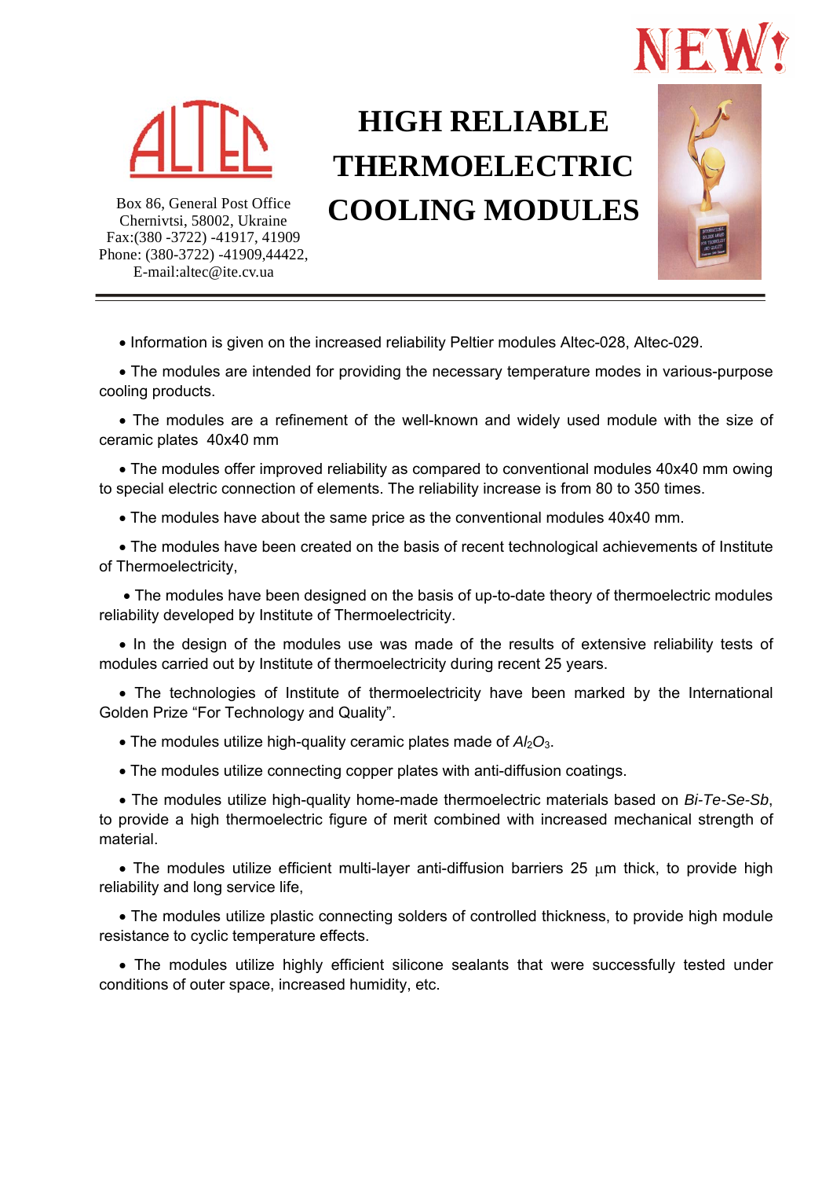NEW!

ALTEC

Box 86, General Post Office
Chernivtsi, 58002, Ukraine
Fax:(380 -3722) -41917, 41909
Phone: (380-3722) -41909,44422,
E-mail:altec@ite.cv.ua

# HIGH RELIABLE THERMOELECTRIC COOLING MODULES

- Information is given on the increased reliability Peltier modules Altec-028, Altec-029.
- The modules are intended for providing the necessary temperature modes in various-purpose cooling products.
- The modules are a refinement of the well-known and widely used module with the size of ceramic plates 40x40 mm
- The modules offer improved reliability as compared to conventional modules 40x40 mm owing to special electric connection of elements. The reliability increase is from 80 to 350 times.
- The modules have about the same price as the conventional modules 40x40 mm.
- The modules have been created on the basis of recent technological achievements of Institute of Thermoelectricity,
- The modules have been designed on the basis of up-to-date theory of thermoelectric modules reliability developed by Institute of Thermoelectricity.
- In the design of the modules use was made of the results of extensive reliability tests of modules carried out by Institute of thermoelectricity during recent 25 years.
- The technologies of Institute of thermoelectricity have been marked by the International Golden Prize "For Technology and Quality".
- The modules utilize high-quality ceramic plates made of $Al_2O_3$.
- The modules utilize connecting copper plates with anti-diffusion coatings.
- The modules utilize high-quality home-made thermoelectric materials based on *Bi-Te-Se-Sb*, to provide a high thermoelectric figure of merit combined with increased mechanical strength of material.
- The modules utilize efficient multi-layer anti-diffusion barriers 25 μm thick, to provide high reliability and long service life,
- The modules utilize plastic connecting solders of controlled thickness, to provide high module resistance to cyclic temperature effects.
- The modules utilize highly efficient silicone sealants that were successfully tested under conditions of outer space, increased humidity, etc.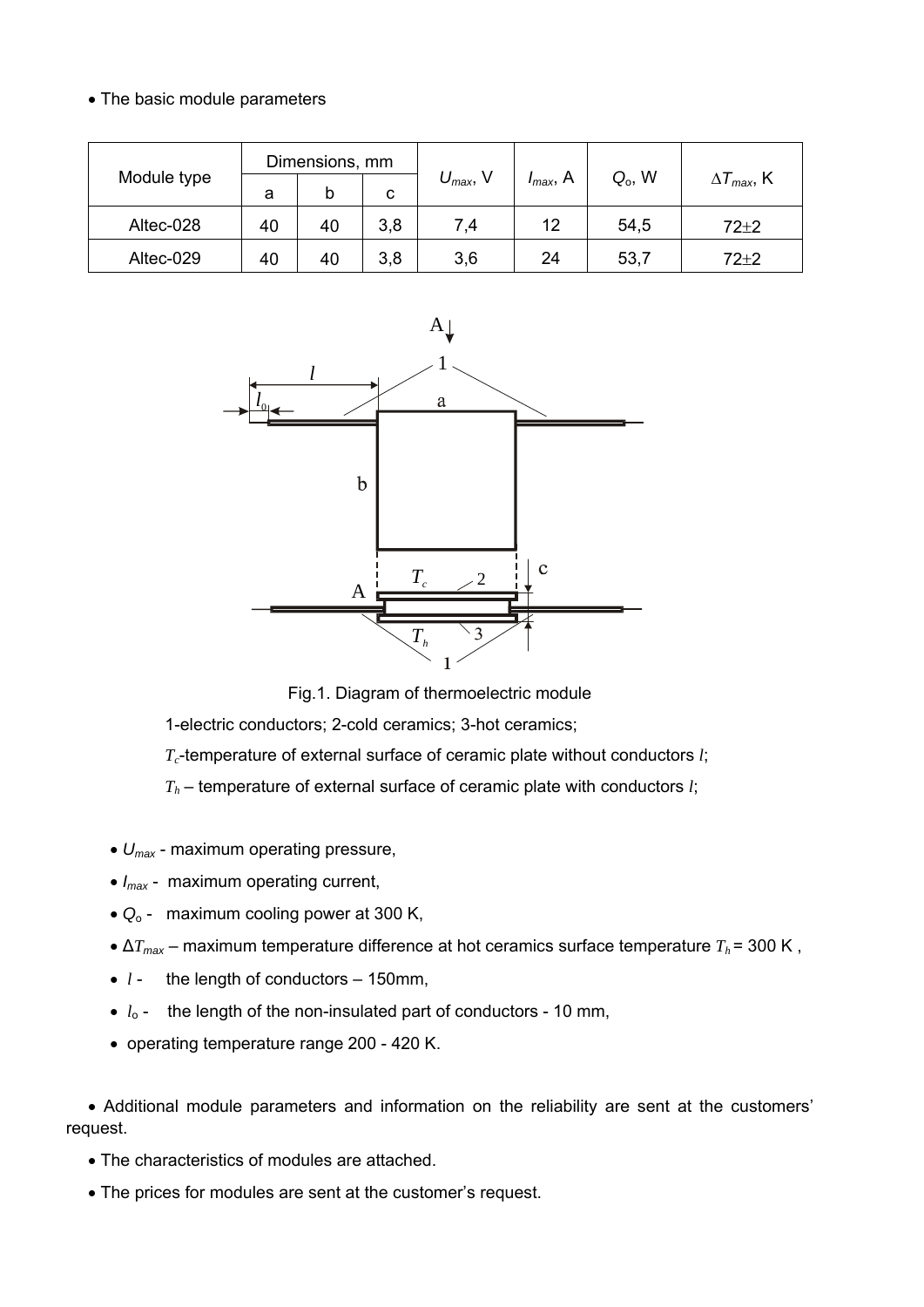- The basic module parameters

| Module type | Dimensions, mm | | | $U_{max}$, V | $I_{max}$, A | $Q_o$, W | $\Delta T_{max}$, K |
|---|---|---|---|---|---|---|---|
| | a | b | c | | | | |
| Altec-028 | 40 | 40 | 3,8 | 7,4 | 12 | 54,5 | 72±2 |
| Altec-029 | 40 | 40 | 3,8 | 3,6 | 24 | 53,7 | 72±2 |

Fig.1. Diagram of thermoelectric module

1-electric conductors; 2-cold ceramics; 3-hot ceramics;

$T_c$-temperature of external surface of ceramic plate without conductors $l$;

$T_h$ – temperature of external surface of ceramic plate with conductors $l$;

- $U_{max}$ - maximum operating pressure,
- $I_{max}$ - maximum operating current,
- $Q_o$ - maximum cooling power at 300 K,
- $\Delta T_{max}$ – maximum temperature difference at hot ceramics surface temperature $T_h$ = 300 K ,
- $l$ - the length of conductors – 150mm,
- $l_o$ - the length of the non-insulated part of conductors - 10 mm,
- operating temperature range 200 - 420 K.

- Additional module parameters and information on the reliability are sent at the customers' request.
- The characteristics of modules are attached.
- The prices for modules are sent at the customer's request.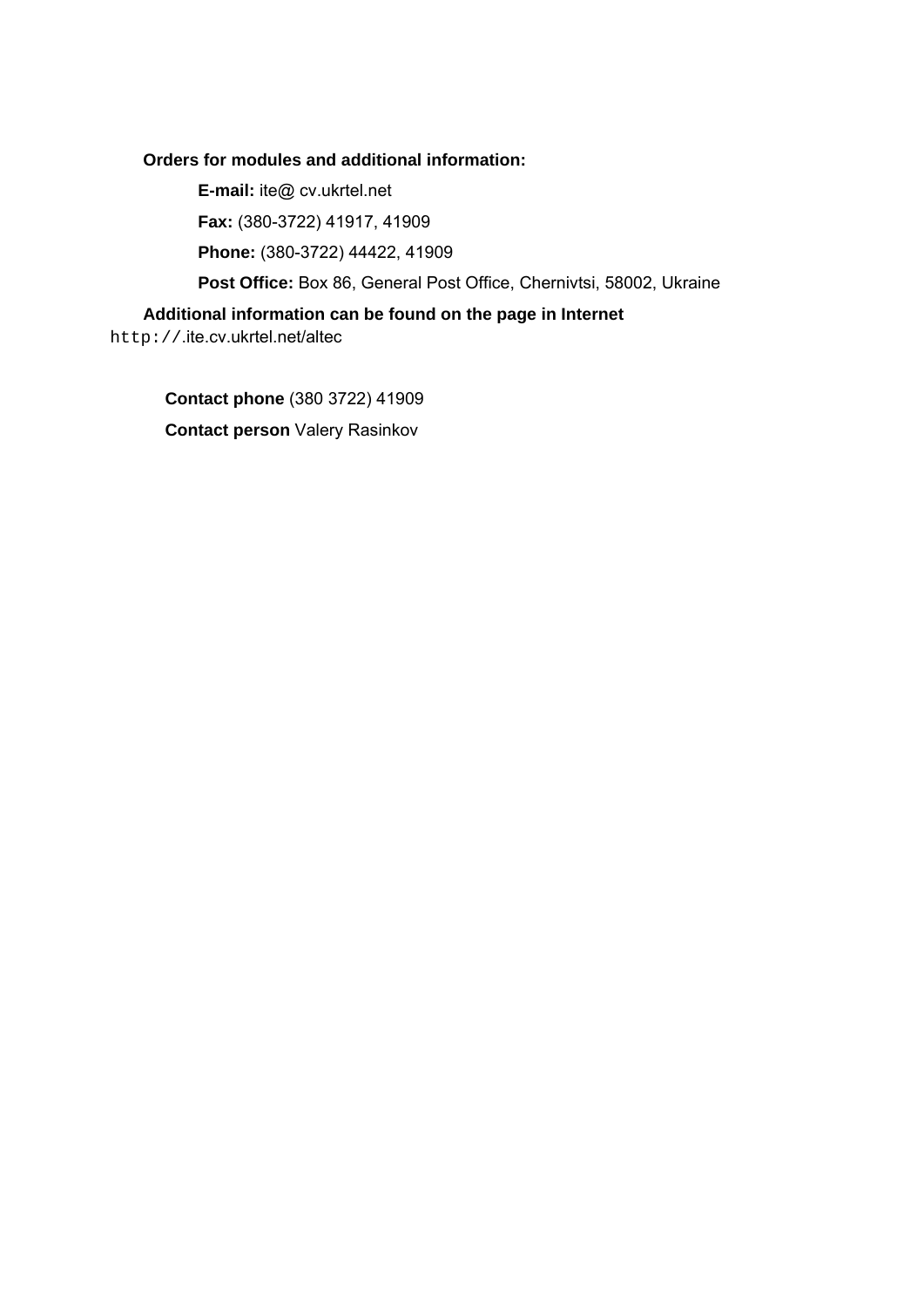**Orders for modules and additional information:**

**E-mail:** ite@ cv.ukrtel.net

**Fax:** (380-3722) 41917, 41909

**Phone:** (380-3722) 44422, 41909

**Post Office:** Box 86, General Post Office, Chernivtsi, 58002, Ukraine

**Additional information can be found on the page in Internet**
http://.ite.cv.ukrtel.net/altec

**Contact phone** (380 3722) 41909

**Contact person** Valery Rasinkov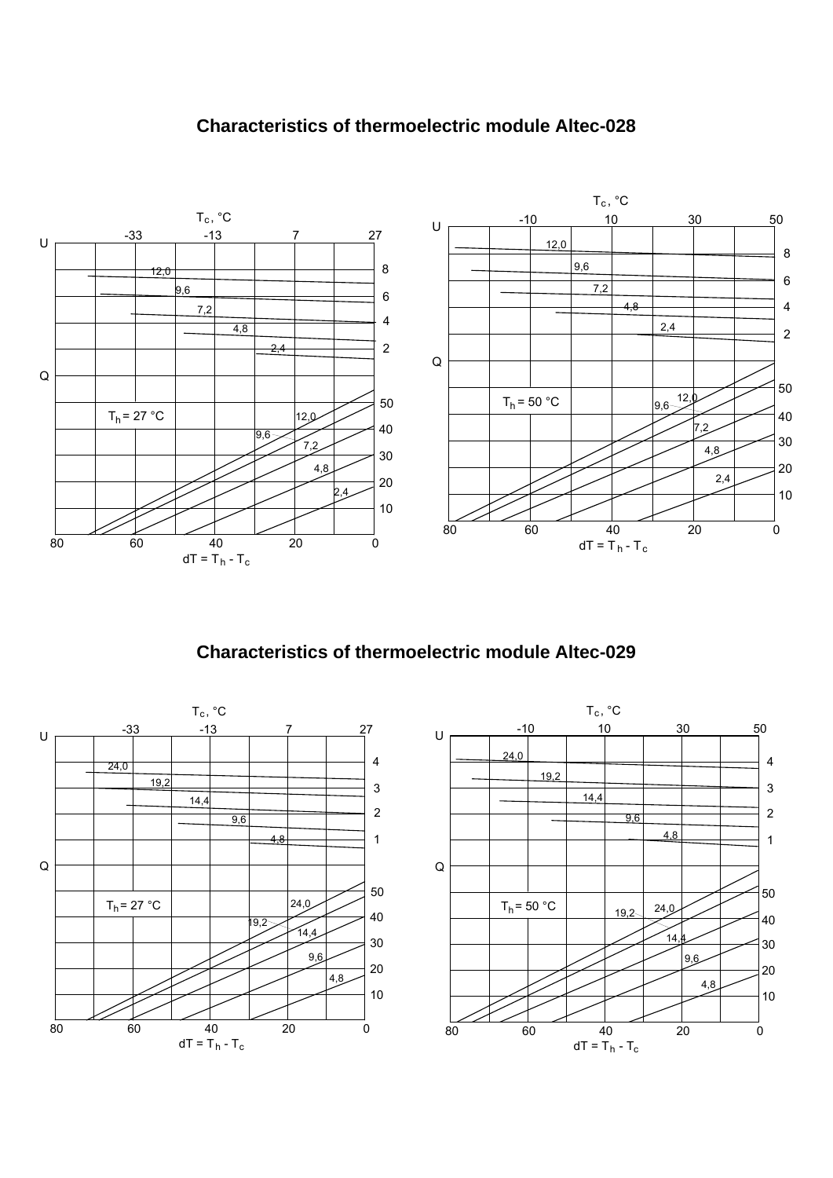## Characteristics of thermoelectric module Altec-028

$T_c$, °C

-33 -13 7 27

U

8 6 4 2

12,0 9,6 7,2 4,8 2,4

Q

50 40 30 20 10

$T_h$ = 27 °C

12,0 9,6 7,2 4,8 2,4

80 60 40 20 0

$dT = T_h - T_c$

$T_c$, °C

-10 10 30 50

U

8 6 4 2

12,0 9,6 7,2 4,8 2,4

Q

50 40 30 20 10

$T_h$ = 50 °C

12,0 9,6 7,2 4,8 2,4

80 60 40 20 0

$dT = T_h - T_c$

## Characteristics of thermoelectric module Altec-029

$T_c$, °C

-33 -13 7 27

U

4 3 2 1

24,0 19,2 14,4 9,6 4,8

Q

50 40 30 20 10

$T_h$ = 27 °C

24,0 19,2 14,4 9,6 4,8

80 60 40 20 0

$dT = T_h - T_c$

$T_c$, °C

-10 10 30 50

U

4 3 2 1

24,0 19,2 14,4 9,6 4,8

Q

50 40 30 20 10

$T_h$ = 50 °C

19,2 24,0 14,4 9,6 4,8

80 60 40 20 0

$dT = T_h - T_c$